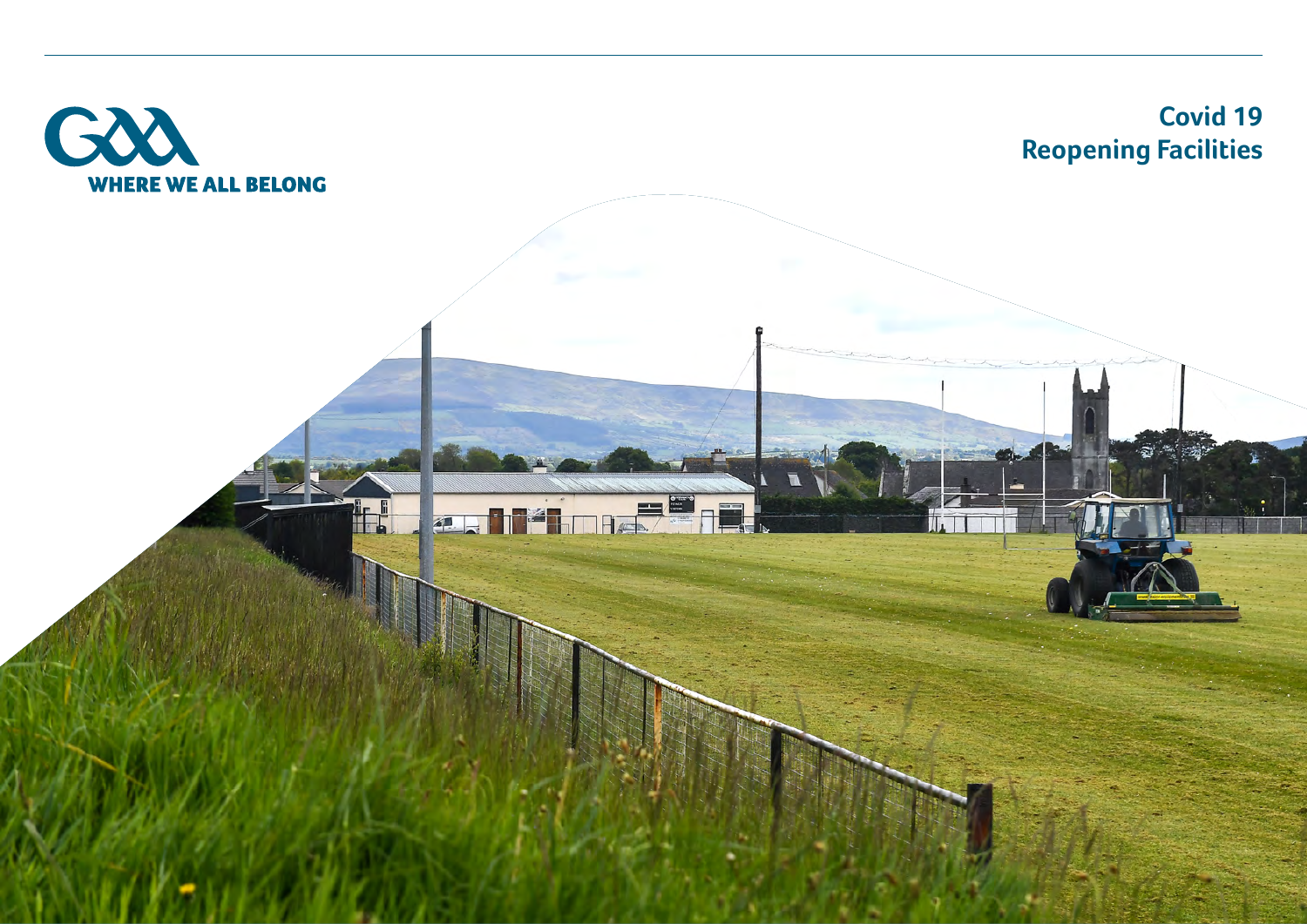WHERE WE ALL BELONG

# Covid 19
# Reopening Facilities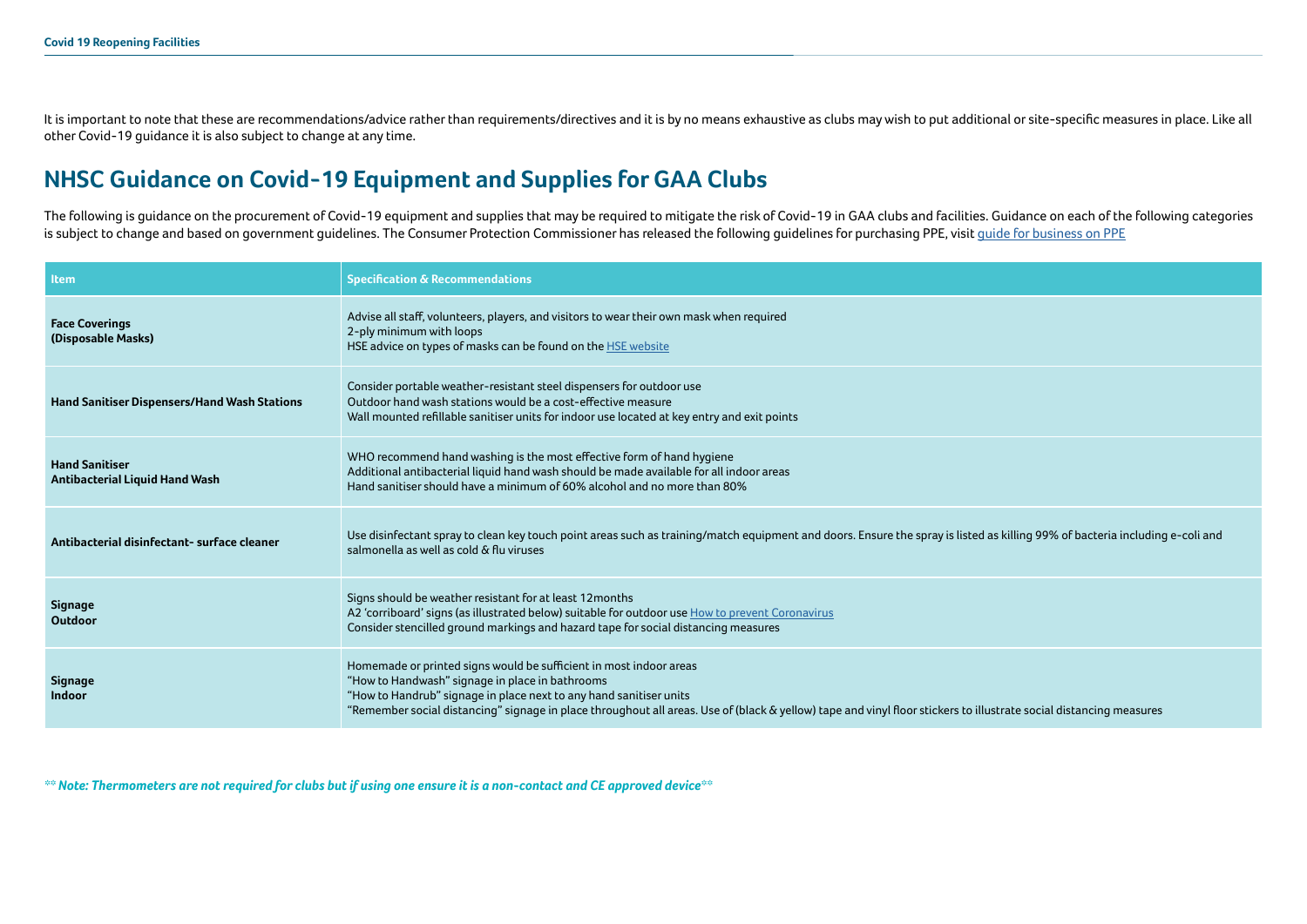It is important to note that these are recommendations/advice rather than requirements/directives and it is by no means exhaustive as clubs may wish to put additional or site-specific measures in place. Like all other Covid-19 guidance it is also subject to change at any time.

## NHSC Guidance on Covid-19 Equipment and Supplies for GAA Clubs

The following is guidance on the procurement of Covid-19 equipment and supplies that may be required to mitigate the risk of Covid-19 in GAA clubs and facilities. Guidance on each of the following categories is subject to change and based on government guidelines. The Consumer Protection Commissioner has released the following guidelines for purchasing PPE, visit guide for business on PPE

| Item | Specification & Recommendations |
| --- | --- |
| **Face Coverings**<br>**(Disposable Masks)** | Advise all staff, volunteers, players, and visitors to wear their own mask when required<br>2-ply minimum with loops<br>HSE advice on types of masks can be found on the HSE website |
| **Hand Sanitiser Dispensers/Hand Wash Stations** | Consider portable weather-resistant steel dispensers for outdoor use<br>Outdoor hand wash stations would be a cost-effective measure<br>Wall mounted refillable sanitiser units for indoor use located at key entry and exit points |
| **Hand Sanitiser**<br>**Antibacterial Liquid Hand Wash** | WHO recommend hand washing is the most effective form of hand hygiene<br>Additional antibacterial liquid hand wash should be made available for all indoor areas<br>Hand sanitiser should have a minimum of 60% alcohol and no more than 80% |
| **Antibacterial disinfectant- surface cleaner** | Use disinfectant spray to clean key touch point areas such as training/match equipment and doors. Ensure the spray is listed as killing 99% of bacteria including e-coli and salmonella as well as cold & flu viruses |
| **Signage**<br>**Outdoor** | Signs should be weather resistant for at least 12months<br>A2 'corriboard' signs (as illustrated below) suitable for outdoor use How to prevent Coronavirus<br>Consider stencilled ground markings and hazard tape for social distancing measures |
| **Signage**<br>**Indoor** | Homemade or printed signs would be sufficient in most indoor areas<br>"How to Handwash" signage in place in bathrooms<br>"How to Handrub" signage in place next to any hand sanitiser units<br>"Remember social distancing" signage in place throughout all areas. Use of (black & yellow) tape and vinyl floor stickers to illustrate social distancing measures |

***\*\* Note: Thermometers are not required for clubs but if using one ensure it is a non-contact and CE approved device\*\****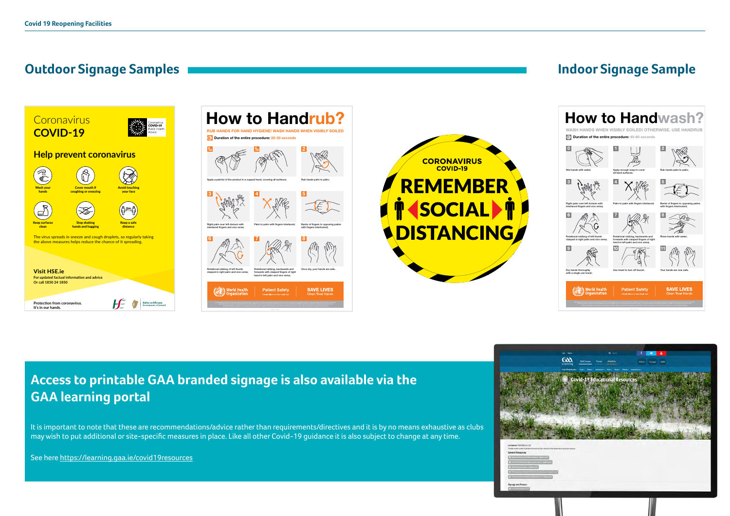## Outdoor Signage Samples

## Indoor Signage Sample

Coronavirus
COVID-19

Help prevent coronavirus

Wash your hands

Cover mouth if coughing or sneezing

Avoid touching your face

Keep surfaces clean

Stop shaking hands and hugging

Keep a safe distance

The virus spreads in sneeze and cough droplets, so regularly taking the above measures helps reduce the chance of it spreading.

Visit HSE.ie
For updated factual information and advice
Or call 1850 24 1850

Protection from coronavirus.
It's in our hands.

How to Handrub?

RUB HANDS FOR HAND HYGIENE! WASH HANDS WHEN VISIBLY SOILED

Duration of the entire procedure: 20-30 seconds

CORONAVIRUS
COVID-19
REMEMBER
SOCIAL
DISTANCING

How to Handwash?

WASH HANDS WHEN VISIBLY SOILED! OTHERWISE, USE HANDRUB

Duration of the entire procedure: 40-60 seconds

## Access to printable GAA branded signage is also available via the GAA learning portal

It is important to note that these are recommendations/advice rather than requirements/directives and it is by no means exhaustive as clubs may wish to put additional or site-specific measures in place. Like all other Covid-19 guidance it is also subject to change at any time.

See here https://learning.gaa.ie/covid19resources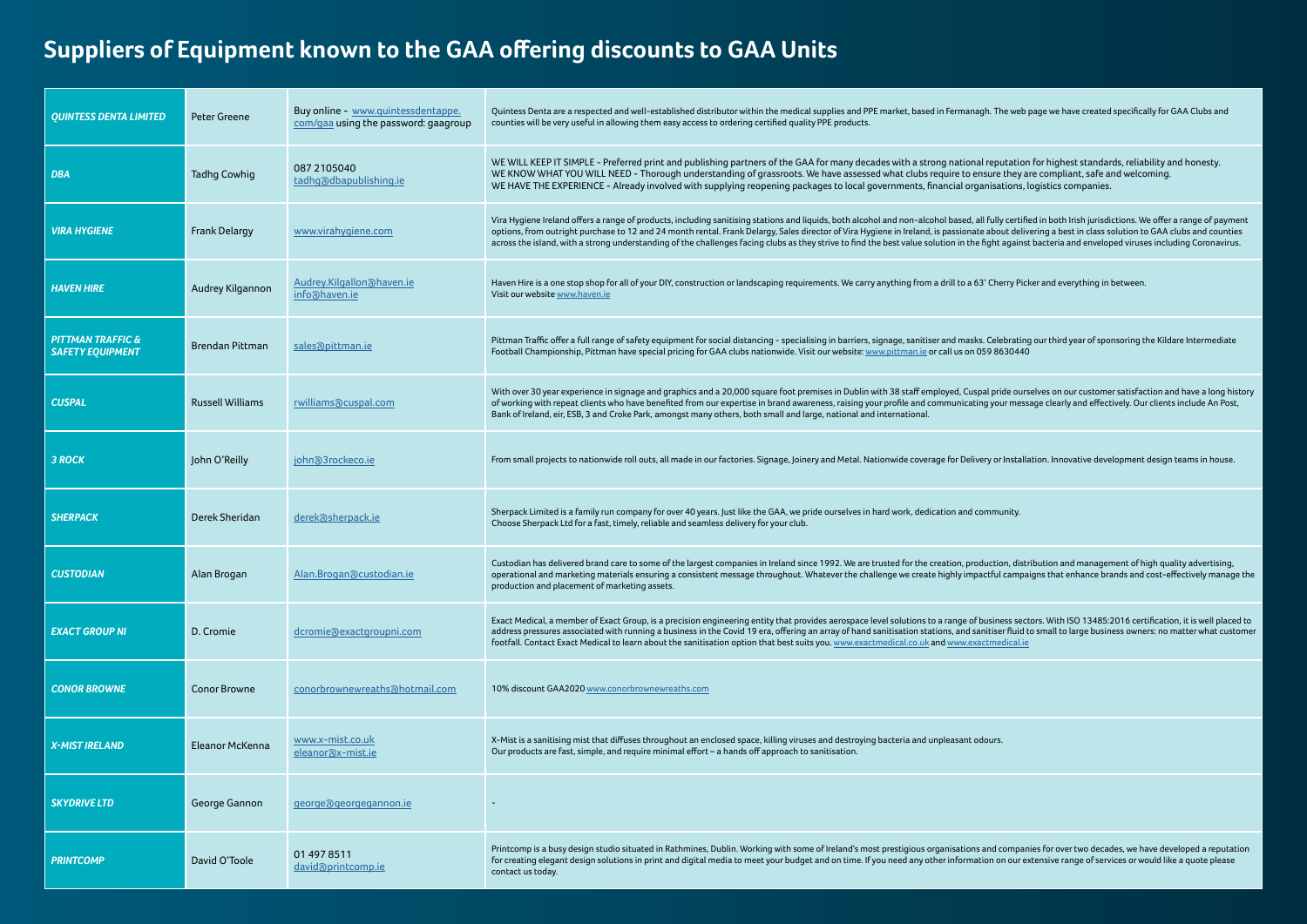# Suppliers of Equipment known to the GAA offering discounts to GAA Units

| | | | |
|---|---|---|---|
| ***QUINTESS DENTA LIMITED*** | Peter Greene | Buy online - www.quintessdentappe.com/gaa using the password: gaagroup | Quintess Denta are a respected and well-established distributor within the medical supplies and PPE market, based in Fermanagh. The web page we have created specifically for GAA Clubs and counties will be very useful in allowing them easy access to ordering certified quality PPE products. |
| ***DBA*** | Tadhg Cowhig | 087 2105040 tadhg@dbapublishing.ie | WE WILL KEEP IT SIMPLE - Preferred print and publishing partners of the GAA for many decades with a strong national reputation for highest standards, reliability and honesty. WE KNOW WHAT YOU WILL NEED - Thorough understanding of grassroots. We have assessed what clubs require to ensure they are compliant, safe and welcoming. WE HAVE THE EXPERIENCE - Already involved with supplying reopening packages to local governments, financial organisations, logistics companies. |
| ***VIRA HYGIENE*** | Frank Delargy | www.virahygiene.com | Vira Hygiene Ireland offers a range of products, including sanitising stations and liquids, both alcohol and non-alcohol based, all fully certified in both Irish jurisdictions. We offer a range of payment options, from outright purchase to 12 and 24 month rental. Frank Delargy, Sales director of Vira Hygiene in Ireland, is passionate about delivering a best in class solution to GAA clubs and counties across the island, with a strong understanding of the challenges facing clubs as they strive to find the best value solution in the fight against bacteria and enveloped viruses including Coronavirus. |
| ***HAVEN HIRE*** | Audrey Kilgannon | Audrey.Kilgallon@haven.ie info@haven.ie | Haven Hire is a one stop shop for all of your DIY, construction or landscaping requirements. We carry anything from a drill to a 63' Cherry Picker and everything in between. Visit our website www.haven.ie |
| ***PITTMAN TRAFFIC & SAFETY EQUIPMENT*** | Brendan Pittman | sales@pittman.ie | Pittman Traffic offer a full range of safety equipment for social distancing - specialising in barriers, signage, sanitiser and masks. Celebrating our third year of sponsoring the Kildare Intermediate Football Championship, Pittman have special pricing for GAA clubs nationwide. Visit our website: www.pittman.ie or call us on 059 8630440 |
| ***CUSPAL*** | Russell Williams | rwilliams@cuspal.com | With over 30 year experience in signage and graphics and a 20,000 square foot premises in Dublin with 38 staff employed, Cuspal pride ourselves on our customer satisfaction and have a long history of working with repeat clients who have benefited from our expertise in brand awareness, raising your profile and communicating your message clearly and effectively. Our clients include An Post, Bank of Ireland, eir, ESB, 3 and Croke Park, amongst many others, both small and large, national and international. |
| ***3 ROCK*** | John O'Reilly | john@3rockeco.ie | From small projects to nationwide roll outs, all made in our factories. Signage, Joinery and Metal. Nationwide coverage for Delivery or Installation. Innovative development design teams in house. |
| ***SHERPACK*** | Derek Sheridan | derek@sherpack.ie | Sherpack Limited is a family run company for over 40 years. Just like the GAA, we pride ourselves in hard work, dedication and community. Choose Sherpack Ltd for a fast, timely, reliable and seamless delivery for your club. |
| ***CUSTODIAN*** | Alan Brogan | Alan.Brogan@custodian.ie | Custodian has delivered brand care to some of the largest companies in Ireland since 1992. We are trusted for the creation, production, distribution and management of high quality advertising, operational and marketing materials ensuring a consistent message throughout. Whatever the challenge we create highly impactful campaigns that enhance brands and cost-effectively manage the production and placement of marketing assets. |
| ***EXACT GROUP NI*** | D. Cromie | dcromie@exactgroupni.com | Exact Medical, a member of Exact Group, is a precision engineering entity that provides aerospace level solutions to a range of business sectors. With ISO 13485:2016 certification, it is well placed to address pressures associated with running a business in the Covid 19 era, offering an array of hand sanitisation stations, and sanitiser fluid to small to large business owners: no matter what customer footfall. Contact Exact Medical to learn about the sanitisation option that best suits you. www.exactmedical.co.uk and www.exactmedical.ie |
| ***CONOR BROWNE*** | Conor Browne | conorbrownewreaths@hotmail.com | 10% discount GAA2020 www.conorbrownewreaths.com |
| ***X-MIST IRELAND*** | Eleanor McKenna | www.x-mist.co.uk eleanor@x-mist.ie | X-Mist is a sanitising mist that diffuses throughout an enclosed space, killing viruses and destroying bacteria and unpleasant odours. Our products are fast, simple, and require minimal effort – a hands off approach to sanitisation. |
| ***SKYDRIVE LTD*** | George Gannon | george@georgegannon.ie | - |
| ***PRINTCOMP*** | David O'Toole | 01 497 8511 david@printcomp.ie | Printcomp is a busy design studio situated in Rathmines, Dublin. Working with some of Ireland's most prestigious organisations and companies for over two decades, we have developed a reputation for creating elegant design solutions in print and digital media to meet your budget and on time. If you need any other information on our extensive range of services or would like a quote please contact us today. |